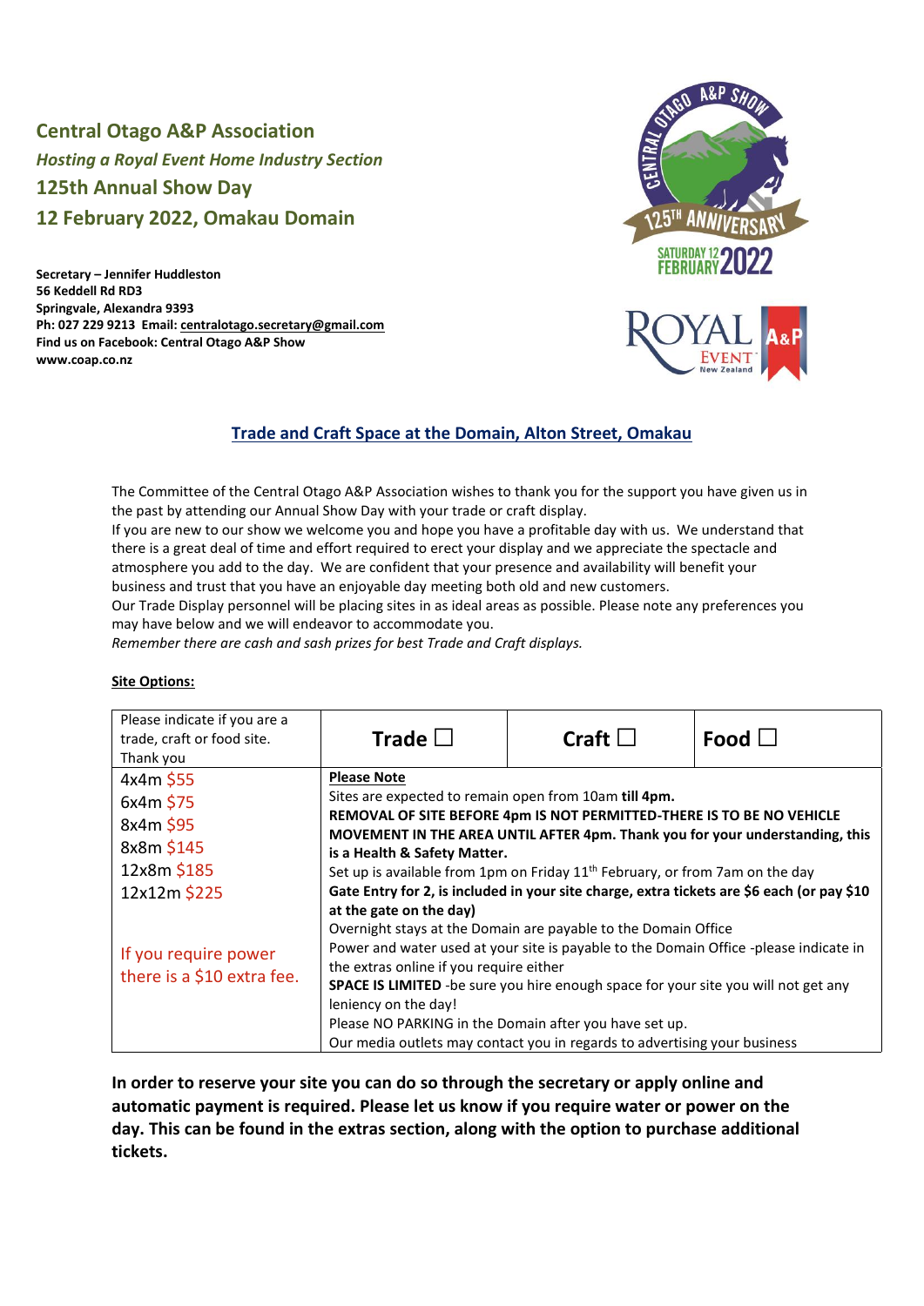## Central Otago A&P Association

### *Hosting a Royal Event Home Industry Section*

### 125th Annual Show Day

### 12 February 2022, Omakau Domain

**Secretary – Jennifer Huddleston**
**56 Keddell Rd RD3**
**Springvale, Alexandra 9393**
**Ph: 027 229 9213 Email: centralotago.secretary@gmail.com**
**Find us on Facebook: Central Otago A&P Show**
**www.coap.co.nz**

## Trade and Craft Space at the Domain, Alton Street, Omakau

The Committee of the Central Otago A&P Association wishes to thank you for the support you have given us in the past by attending our Annual Show Day with your trade or craft display.

If you are new to our show we welcome you and hope you have a profitable day with us. We understand that there is a great deal of time and effort required to erect your display and we appreciate the spectacle and atmosphere you add to the day. We are confident that your presence and availability will benefit your business and trust that you have an enjoyable day meeting both old and new customers.

Our Trade Display personnel will be placing sites in as ideal areas as possible. Please note any preferences you may have below and we will endeavor to accommodate you.

*Remember there are cash and sash prizes for best Trade and Craft displays.*

**Site Options:**

| Please indicate if you are a trade, craft or food site. Thank you | **Trade ☐** | **Craft ☐** | **Food ☐** |
|---|---|---|---|
| 4x4m $55<br>6x4m $75<br>8x4m $95<br>8x8m $145<br>12x8m $185<br>12x12m $225<br><br>If you require power there is a $10 extra fee. | **Please Note**<br>Sites are expected to remain open from 10am **till 4pm.**<br>**REMOVAL OF SITE BEFORE 4pm IS NOT PERMITTED-THERE IS TO BE NO VEHICLE MOVEMENT IN THE AREA UNTIL AFTER 4pm. Thank you for your understanding, this is a Health & Safety Matter.**<br>Set up is available from 1pm on Friday 11th February, or from 7am on the day<br>**Gate Entry for 2, is included in your site charge, extra tickets are $6 each (or pay $10 at the gate on the day)**<br>Overnight stays at the Domain are payable to the Domain Office<br>Power and water used at your site is payable to the Domain Office -please indicate in the extras online if you require either<br>**SPACE IS LIMITED** -be sure you hire enough space for your site you will not get any leniency on the day!<br>Please NO PARKING in the Domain after you have set up.<br>Our media outlets may contact you in regards to advertising your business | | |

**In order to reserve your site you can do so through the secretary or apply online and automatic payment is required. Please let us know if you require water or power on the day. This can be found in the extras section, along with the option to purchase additional tickets.**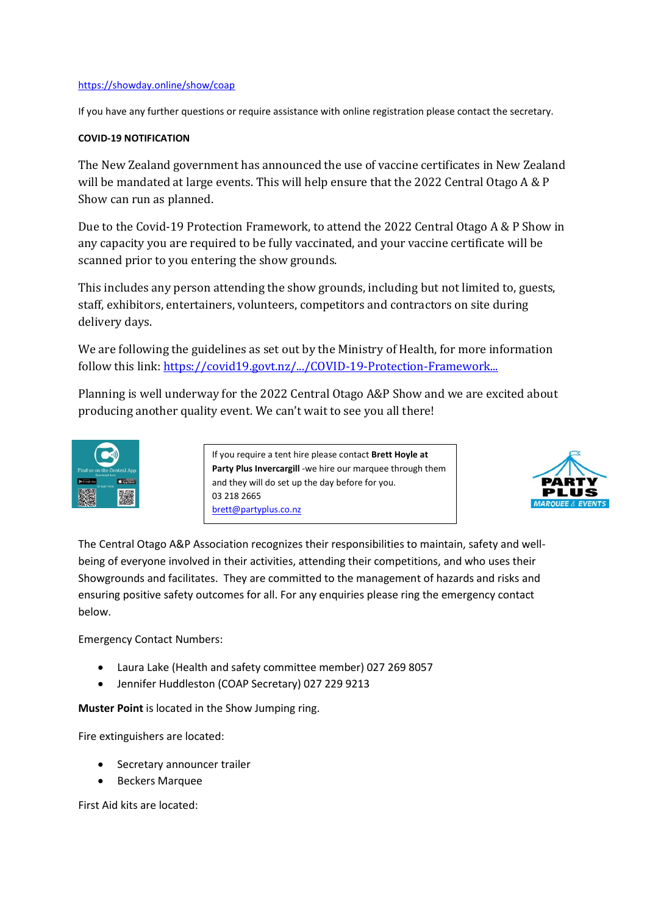https://showday.online/show/coap

If you have any further questions or require assistance with online registration please contact the secretary.

**COVID-19 NOTIFICATION**

The New Zealand government has announced the use of vaccine certificates in New Zealand will be mandated at large events. This will help ensure that the 2022 Central Otago A & P Show can run as planned.

Due to the Covid-19 Protection Framework, to attend the 2022 Central Otago A & P Show in any capacity you are required to be fully vaccinated, and your vaccine certificate will be scanned prior to you entering the show grounds.

This includes any person attending the show grounds, including but not limited to, guests, staff, exhibitors, entertainers, volunteers, competitors and contractors on site during delivery days.

We are following the guidelines as set out by the Ministry of Health, for more information follow this link: https://covid19.govt.nz/.../COVID-19-Protection-Framework...

Planning is well underway for the 2022 Central Otago A&P Show and we are excited about producing another quality event. We can't wait to see you all there!

If you require a tent hire please contact **Brett Hoyle at Party Plus Invercargill** -we hire our marquee through them and they will do set up the day before for you.
03 218 2665
brett@partyplus.co.nz

The Central Otago A&P Association recognizes their responsibilities to maintain, safety and well-being of everyone involved in their activities, attending their competitions, and who uses their Showgrounds and facilitates. They are committed to the management of hazards and risks and ensuring positive safety outcomes for all. For any enquiries please ring the emergency contact below.

Emergency Contact Numbers:

- Laura Lake (Health and safety committee member) 027 269 8057
- Jennifer Huddleston (COAP Secretary) 027 229 9213

**Muster Point** is located in the Show Jumping ring.

Fire extinguishers are located:

- Secretary announcer trailer
- Beckers Marquee

First Aid kits are located: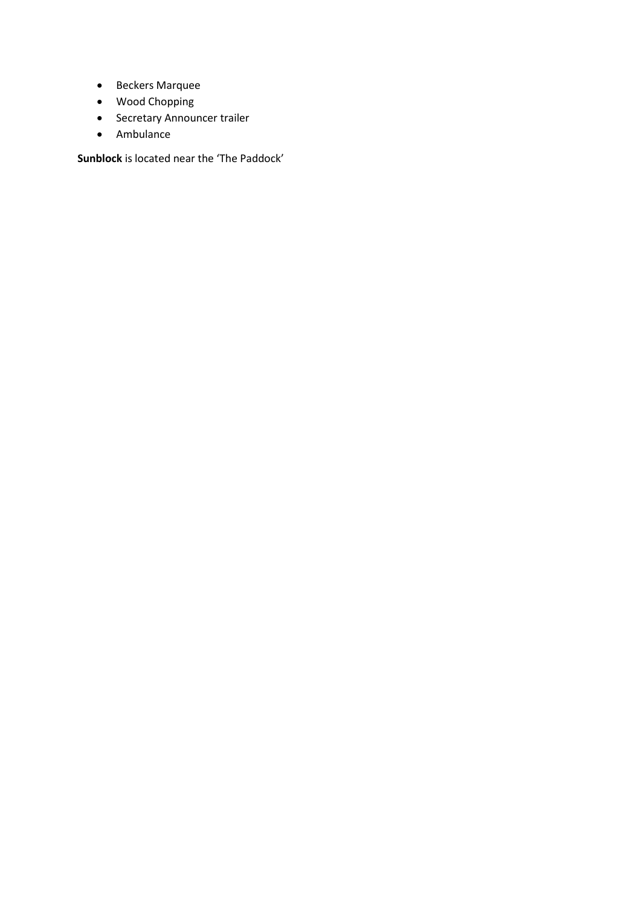- Beckers Marquee
- Wood Chopping
- Secretary Announcer trailer
- Ambulance

**Sunblock** is located near the 'The Paddock'